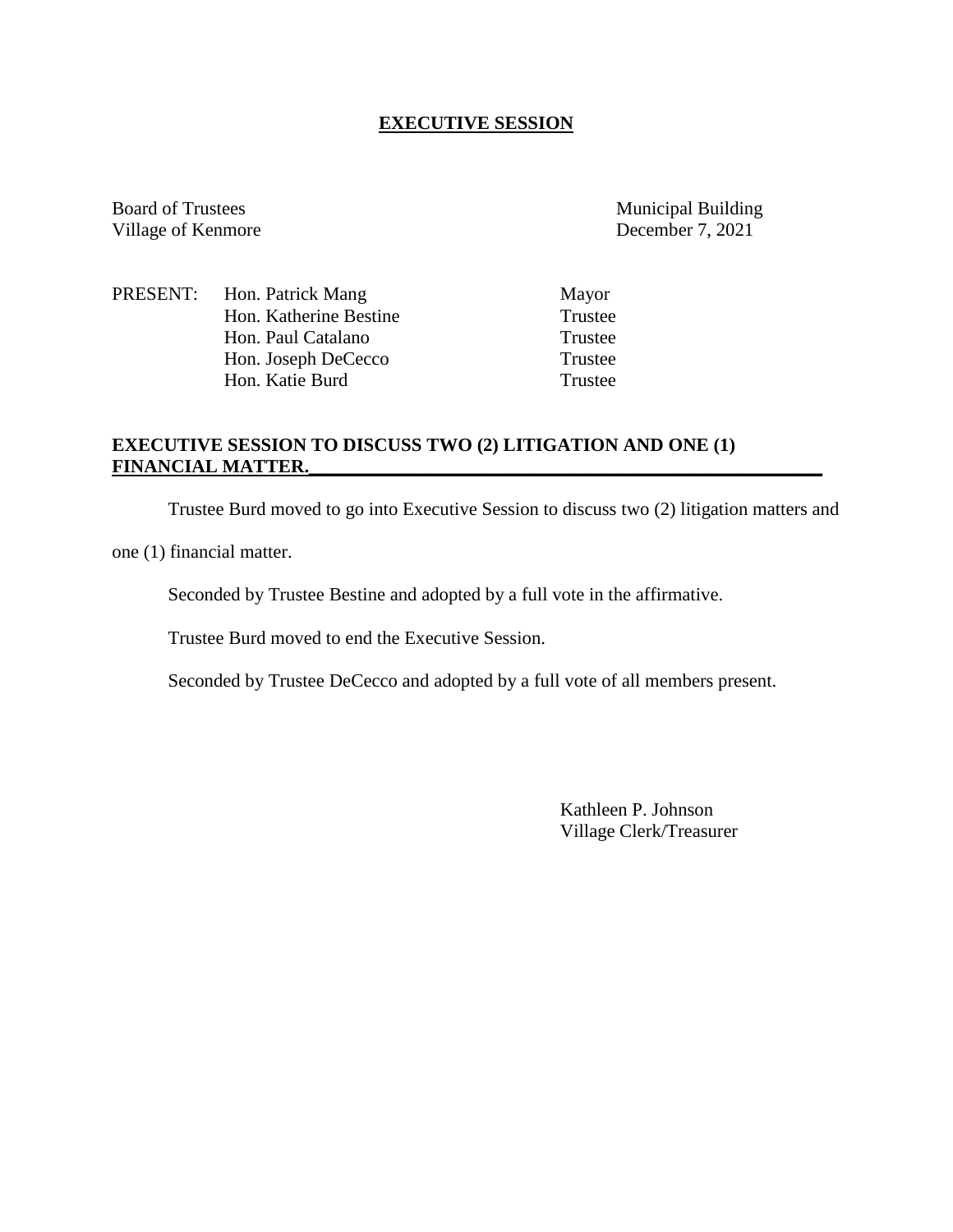# EXECUTIVE SESSION

Board of Trustees
Village of Kenmore

Municipal Building
December 7, 2021

| PRESENT: | Hon. Patrick Mang | Mayor |
|---|---|---|
| | Hon. Katherine Bestine | Trustee |
| | Hon. Paul Catalano | Trustee |
| | Hon. Joseph DeCecco | Trustee |
| | Hon. Katie Burd | Trustee |

**EXECUTIVE SESSION TO DISCUSS TWO (2) LITIGATION AND ONE (1) FINANCIAL MATTER.**

Trustee Burd moved to go into Executive Session to discuss two (2) litigation matters and one (1) financial matter.

Seconded by Trustee Bestine and adopted by a full vote in the affirmative.

Trustee Burd moved to end the Executive Session.

Seconded by Trustee DeCecco and adopted by a full vote of all members present.

Kathleen P. Johnson
Village Clerk/Treasurer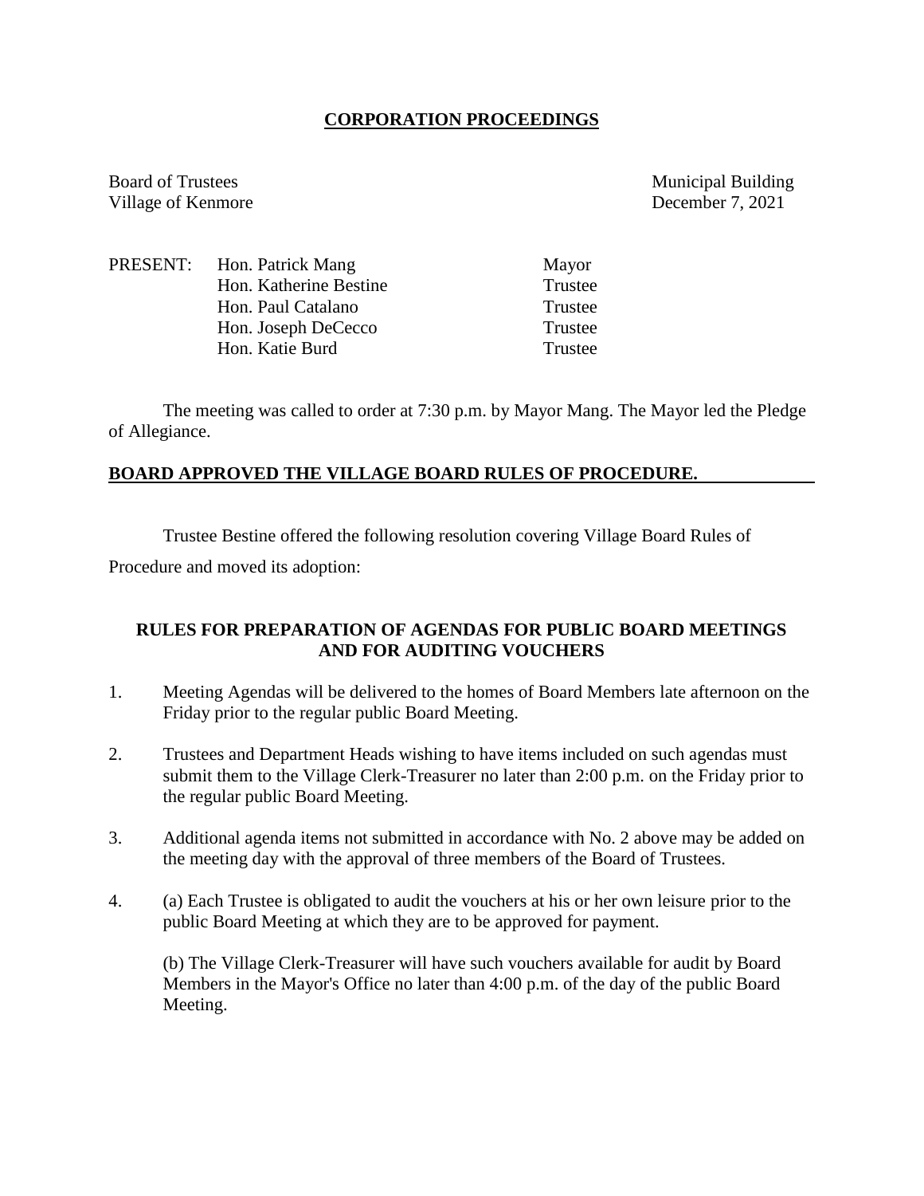## CORPORATION PROCEEDINGS

Board of Trustees
Village of Kenmore

Municipal Building
December 7, 2021

| | | |
|---|---|---|
| PRESENT: | Hon. Patrick Mang | Mayor |
| | Hon. Katherine Bestine | Trustee |
| | Hon. Paul Catalano | Trustee |
| | Hon. Joseph DeCecco | Trustee |
| | Hon. Katie Burd | Trustee |

The meeting was called to order at 7:30 p.m. by Mayor Mang. The Mayor led the Pledge of Allegiance.

**BOARD APPROVED THE VILLAGE BOARD RULES OF PROCEDURE.**

Trustee Bestine offered the following resolution covering Village Board Rules of Procedure and moved its adoption:

### RULES FOR PREPARATION OF AGENDAS FOR PUBLIC BOARD MEETINGS AND FOR AUDITING VOUCHERS

1. Meeting Agendas will be delivered to the homes of Board Members late afternoon on the Friday prior to the regular public Board Meeting.

2. Trustees and Department Heads wishing to have items included on such agendas must submit them to the Village Clerk-Treasurer no later than 2:00 p.m. on the Friday prior to the regular public Board Meeting.

3. Additional agenda items not submitted in accordance with No. 2 above may be added on the meeting day with the approval of three members of the Board of Trustees.

4. (a) Each Trustee is obligated to audit the vouchers at his or her own leisure prior to the public Board Meeting at which they are to be approved for payment.

   (b) The Village Clerk-Treasurer will have such vouchers available for audit by Board Members in the Mayor's Office no later than 4:00 p.m. of the day of the public Board Meeting.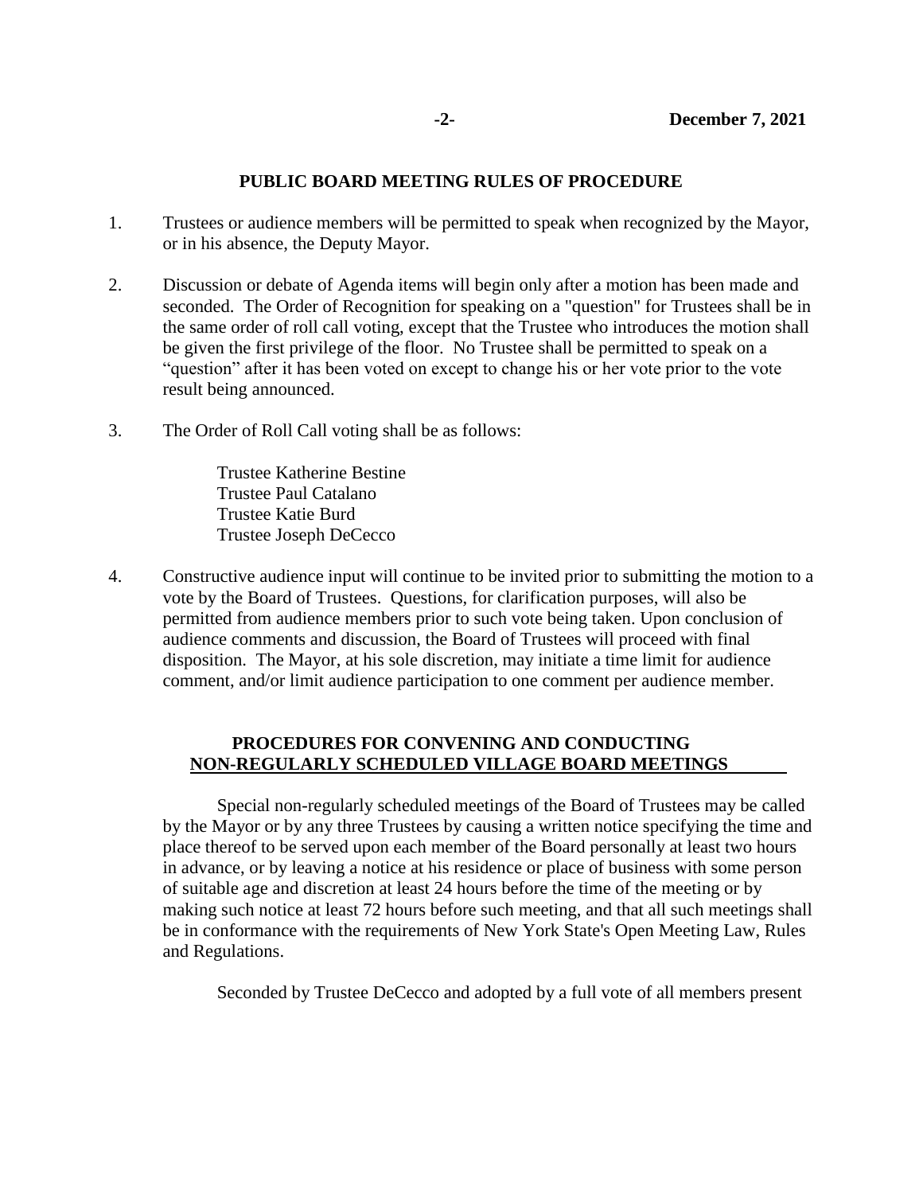## PUBLIC BOARD MEETING RULES OF PROCEDURE

1. Trustees or audience members will be permitted to speak when recognized by the Mayor, or in his absence, the Deputy Mayor.

2. Discussion or debate of Agenda items will begin only after a motion has been made and seconded. The Order of Recognition for speaking on a "question" for Trustees shall be in the same order of roll call voting, except that the Trustee who introduces the motion shall be given the first privilege of the floor. No Trustee shall be permitted to speak on a "question" after it has been voted on except to change his or her vote prior to the vote result being announced.

3. The Order of Roll Call voting shall be as follows:

   Trustee Katherine Bestine
   Trustee Paul Catalano
   Trustee Katie Burd
   Trustee Joseph DeCecco

4. Constructive audience input will continue to be invited prior to submitting the motion to a vote by the Board of Trustees. Questions, for clarification purposes, will also be permitted from audience members prior to such vote being taken. Upon conclusion of audience comments and discussion, the Board of Trustees will proceed with final disposition. The Mayor, at his sole discretion, may initiate a time limit for audience comment, and/or limit audience participation to one comment per audience member.

## PROCEDURES FOR CONVENING AND CONDUCTING NON-REGULARLY SCHEDULED VILLAGE BOARD MEETINGS

Special non-regularly scheduled meetings of the Board of Trustees may be called by the Mayor or by any three Trustees by causing a written notice specifying the time and place thereof to be served upon each member of the Board personally at least two hours in advance, or by leaving a notice at his residence or place of business with some person of suitable age and discretion at least 24 hours before the time of the meeting or by making such notice at least 72 hours before such meeting, and that all such meetings shall be in conformance with the requirements of New York State's Open Meeting Law, Rules and Regulations.

Seconded by Trustee DeCecco and adopted by a full vote of all members present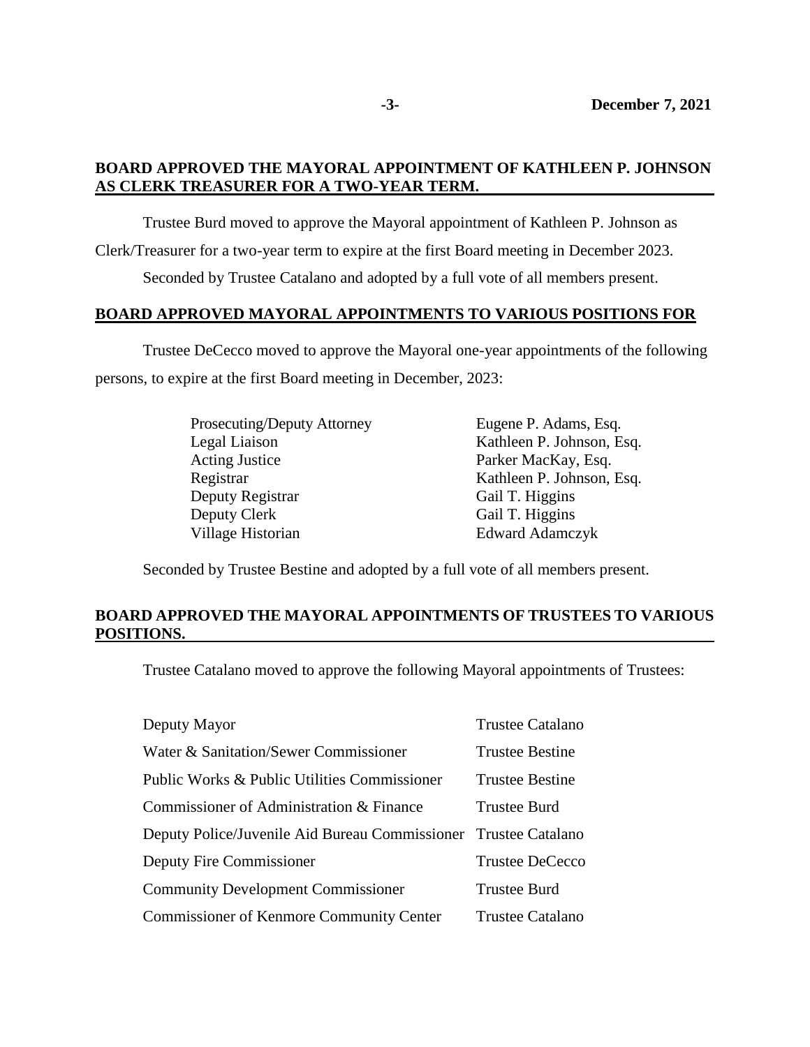**BOARD APPROVED THE MAYORAL APPOINTMENT OF KATHLEEN P. JOHNSON AS CLERK TREASURER FOR A TWO-YEAR TERM.**

Trustee Burd moved to approve the Mayoral appointment of Kathleen P. Johnson as Clerk/Treasurer for a two-year term to expire at the first Board meeting in December 2023.

Seconded by Trustee Catalano and adopted by a full vote of all members present.

**BOARD APPROVED MAYORAL APPOINTMENTS TO VARIOUS POSITIONS FOR**

Trustee DeCecco moved to approve the Mayoral one-year appointments of the following persons, to expire at the first Board meeting in December, 2023:

| | |
|---|---|
| Prosecuting/Deputy Attorney | Eugene P. Adams, Esq. |
| Legal Liaison | Kathleen P. Johnson, Esq. |
| Acting Justice | Parker MacKay, Esq. |
| Registrar | Kathleen P. Johnson, Esq. |
| Deputy Registrar | Gail T. Higgins |
| Deputy Clerk | Gail T. Higgins |
| Village Historian | Edward Adamczyk |

Seconded by Trustee Bestine and adopted by a full vote of all members present.

**BOARD APPROVED THE MAYORAL APPOINTMENTS OF TRUSTEES TO VARIOUS POSITIONS.**

Trustee Catalano moved to approve the following Mayoral appointments of Trustees:

| | |
|---|---|
| Deputy Mayor | Trustee Catalano |
| Water & Sanitation/Sewer Commissioner | Trustee Bestine |
| Public Works & Public Utilities Commissioner | Trustee Bestine |
| Commissioner of Administration & Finance | Trustee Burd |
| Deputy Police/Juvenile Aid Bureau Commissioner | Trustee Catalano |
| Deputy Fire Commissioner | Trustee DeCecco |
| Community Development Commissioner | Trustee Burd |
| Commissioner of Kenmore Community Center | Trustee Catalano |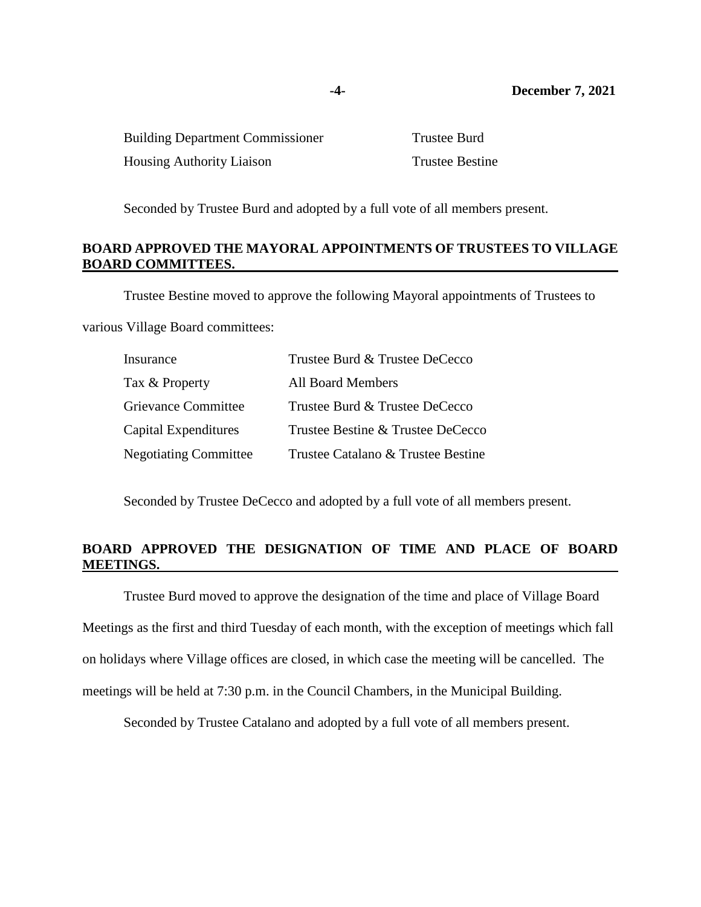| | |
|---|---|
| Building Department Commissioner | Trustee Burd |
| Housing Authority Liaison | Trustee Bestine |

Seconded by Trustee Burd and adopted by a full vote of all members present.

**BOARD APPROVED THE MAYORAL APPOINTMENTS OF TRUSTEES TO VILLAGE BOARD COMMITTEES.**

Trustee Bestine moved to approve the following Mayoral appointments of Trustees to various Village Board committees:

| | |
|---|---|
| Insurance | Trustee Burd & Trustee DeCecco |
| Tax & Property | All Board Members |
| Grievance Committee | Trustee Burd & Trustee DeCecco |
| Capital Expenditures | Trustee Bestine & Trustee DeCecco |
| Negotiating Committee | Trustee Catalano & Trustee Bestine |

Seconded by Trustee DeCecco and adopted by a full vote of all members present.

**BOARD APPROVED THE DESIGNATION OF TIME AND PLACE OF BOARD MEETINGS.**

Trustee Burd moved to approve the designation of the time and place of Village Board Meetings as the first and third Tuesday of each month, with the exception of meetings which fall on holidays where Village offices are closed, in which case the meeting will be cancelled. The meetings will be held at 7:30 p.m. in the Council Chambers, in the Municipal Building.

Seconded by Trustee Catalano and adopted by a full vote of all members present.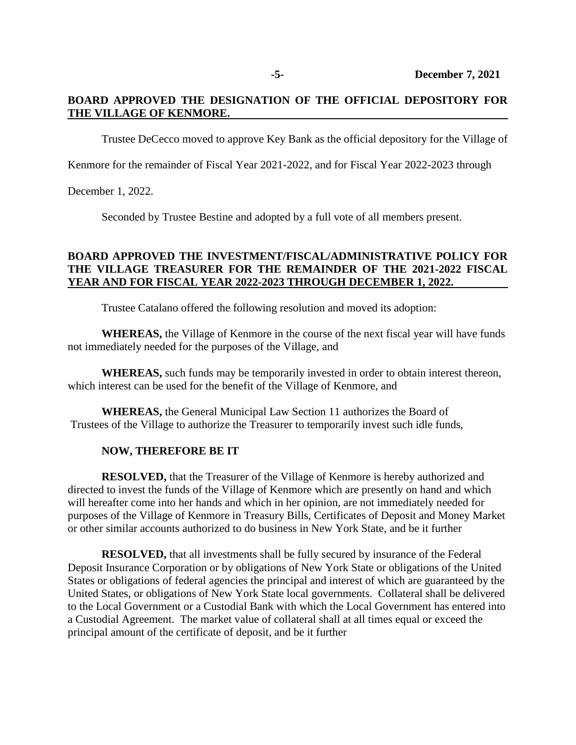**BOARD APPROVED THE DESIGNATION OF THE OFFICIAL DEPOSITORY FOR THE VILLAGE OF KENMORE.**

Trustee DeCecco moved to approve Key Bank as the official depository for the Village of Kenmore for the remainder of Fiscal Year 2021-2022, and for Fiscal Year 2022-2023 through December 1, 2022.

Seconded by Trustee Bestine and adopted by a full vote of all members present.

**BOARD APPROVED THE INVESTMENT/FISCAL/ADMINISTRATIVE POLICY FOR THE VILLAGE TREASURER FOR THE REMAINDER OF THE 2021-2022 FISCAL YEAR AND FOR FISCAL YEAR 2022-2023 THROUGH DECEMBER 1, 2022.**

Trustee Catalano offered the following resolution and moved its adoption:

**WHEREAS,** the Village of Kenmore in the course of the next fiscal year will have funds not immediately needed for the purposes of the Village, and

**WHEREAS,** such funds may be temporarily invested in order to obtain interest thereon, which interest can be used for the benefit of the Village of Kenmore, and

**WHEREAS,** the General Municipal Law Section 11 authorizes the Board of Trustees of the Village to authorize the Treasurer to temporarily invest such idle funds,

**NOW, THEREFORE BE IT**

**RESOLVED,** that the Treasurer of the Village of Kenmore is hereby authorized and directed to invest the funds of the Village of Kenmore which are presently on hand and which will hereafter come into her hands and which in her opinion, are not immediately needed for purposes of the Village of Kenmore in Treasury Bills, Certificates of Deposit and Money Market or other similar accounts authorized to do business in New York State, and be it further

**RESOLVED,** that all investments shall be fully secured by insurance of the Federal Deposit Insurance Corporation or by obligations of New York State or obligations of the United States or obligations of federal agencies the principal and interest of which are guaranteed by the United States, or obligations of New York State local governments. Collateral shall be delivered to the Local Government or a Custodial Bank with which the Local Government has entered into a Custodial Agreement. The market value of collateral shall at all times equal or exceed the principal amount of the certificate of deposit, and be it further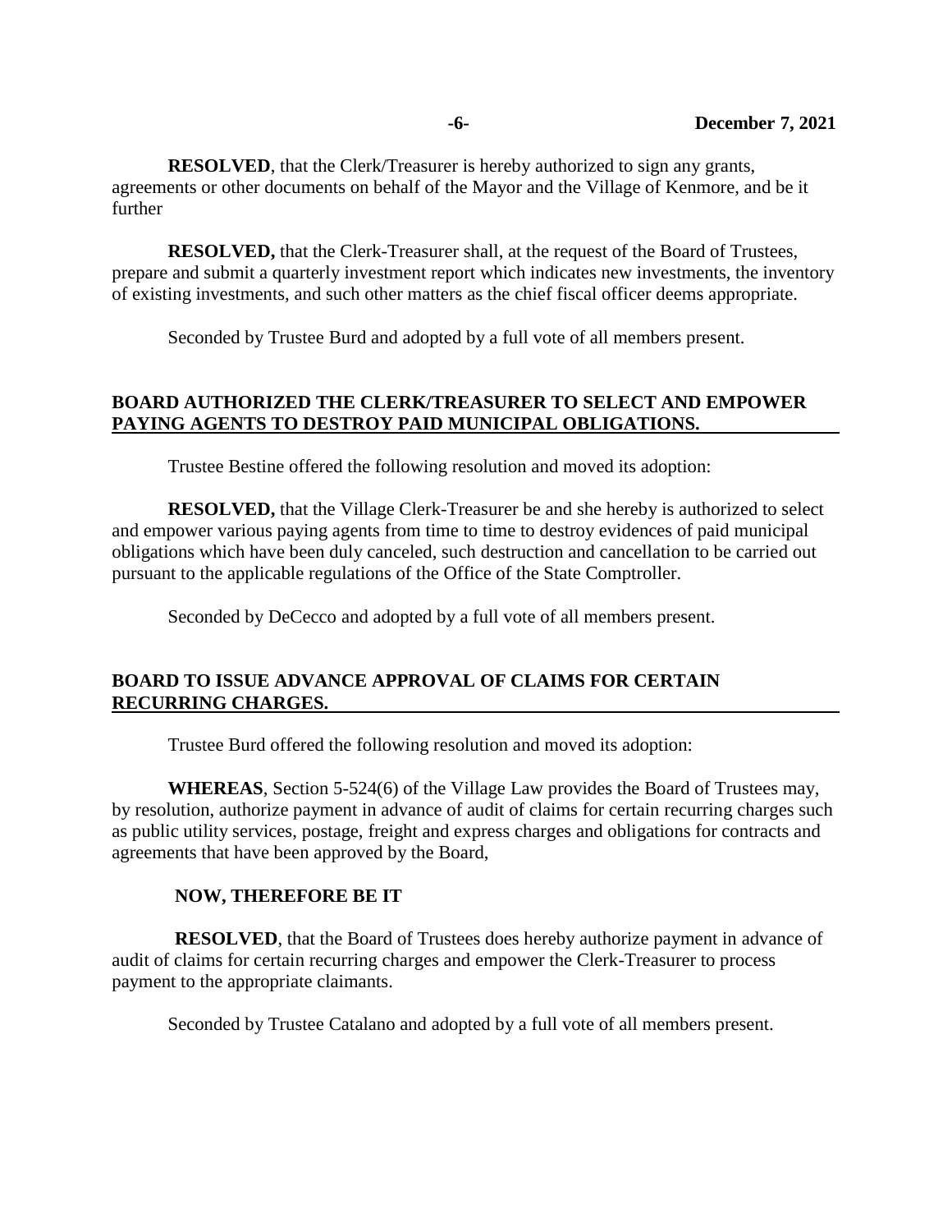**RESOLVED**, that the Clerk/Treasurer is hereby authorized to sign any grants, agreements or other documents on behalf of the Mayor and the Village of Kenmore, and be it further

**RESOLVED,** that the Clerk-Treasurer shall, at the request of the Board of Trustees, prepare and submit a quarterly investment report which indicates new investments, the inventory of existing investments, and such other matters as the chief fiscal officer deems appropriate.

Seconded by Trustee Burd and adopted by a full vote of all members present.

**BOARD AUTHORIZED THE CLERK/TREASURER TO SELECT AND EMPOWER PAYING AGENTS TO DESTROY PAID MUNICIPAL OBLIGATIONS.**

Trustee Bestine offered the following resolution and moved its adoption:

**RESOLVED,** that the Village Clerk-Treasurer be and she hereby is authorized to select and empower various paying agents from time to time to destroy evidences of paid municipal obligations which have been duly canceled, such destruction and cancellation to be carried out pursuant to the applicable regulations of the Office of the State Comptroller.

Seconded by DeCecco and adopted by a full vote of all members present.

**BOARD TO ISSUE ADVANCE APPROVAL OF CLAIMS FOR CERTAIN RECURRING CHARGES.**

Trustee Burd offered the following resolution and moved its adoption:

**WHEREAS**, Section 5-524(6) of the Village Law provides the Board of Trustees may, by resolution, authorize payment in advance of audit of claims for certain recurring charges such as public utility services, postage, freight and express charges and obligations for contracts and agreements that have been approved by the Board,

**NOW, THEREFORE BE IT**

**RESOLVED**, that the Board of Trustees does hereby authorize payment in advance of audit of claims for certain recurring charges and empower the Clerk-Treasurer to process payment to the appropriate claimants.

Seconded by Trustee Catalano and adopted by a full vote of all members present.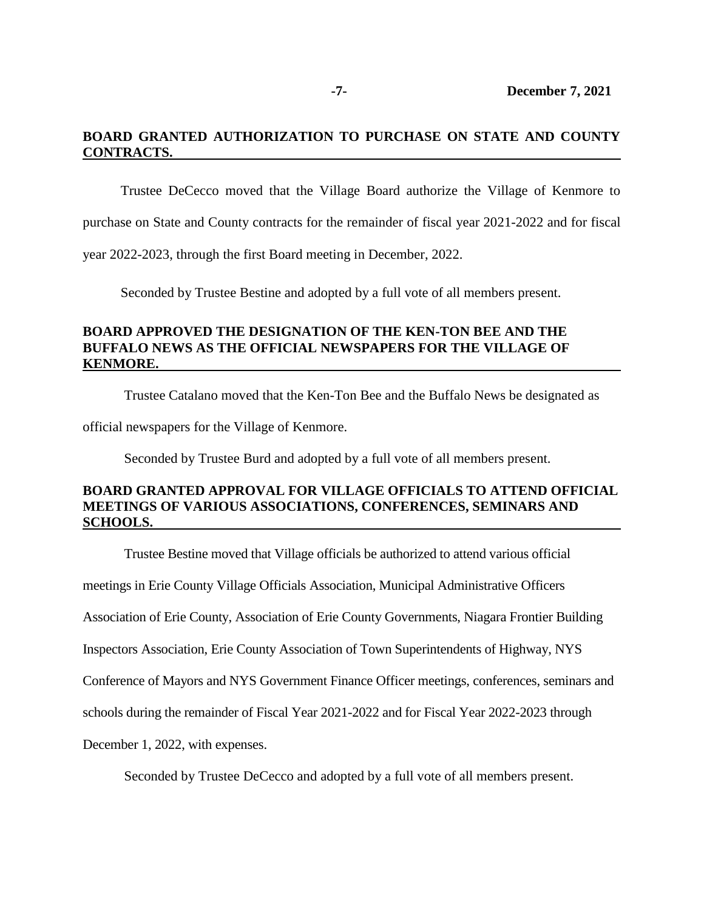**BOARD GRANTED AUTHORIZATION TO PURCHASE ON STATE AND COUNTY CONTRACTS.**

Trustee DeCecco moved that the Village Board authorize the Village of Kenmore to purchase on State and County contracts for the remainder of fiscal year 2021-2022 and for fiscal year 2022-2023, through the first Board meeting in December, 2022.

Seconded by Trustee Bestine and adopted by a full vote of all members present.

**BOARD APPROVED THE DESIGNATION OF THE KEN-TON BEE AND THE BUFFALO NEWS AS THE OFFICIAL NEWSPAPERS FOR THE VILLAGE OF KENMORE.**

Trustee Catalano moved that the Ken-Ton Bee and the Buffalo News be designated as official newspapers for the Village of Kenmore.

Seconded by Trustee Burd and adopted by a full vote of all members present.

**BOARD GRANTED APPROVAL FOR VILLAGE OFFICIALS TO ATTEND OFFICIAL MEETINGS OF VARIOUS ASSOCIATIONS, CONFERENCES, SEMINARS AND SCHOOLS.**

Trustee Bestine moved that Village officials be authorized to attend various official meetings in Erie County Village Officials Association, Municipal Administrative Officers Association of Erie County, Association of Erie County Governments, Niagara Frontier Building Inspectors Association, Erie County Association of Town Superintendents of Highway, NYS Conference of Mayors and NYS Government Finance Officer meetings, conferences, seminars and schools during the remainder of Fiscal Year 2021-2022 and for Fiscal Year 2022-2023 through December 1, 2022, with expenses.

Seconded by Trustee DeCecco and adopted by a full vote of all members present.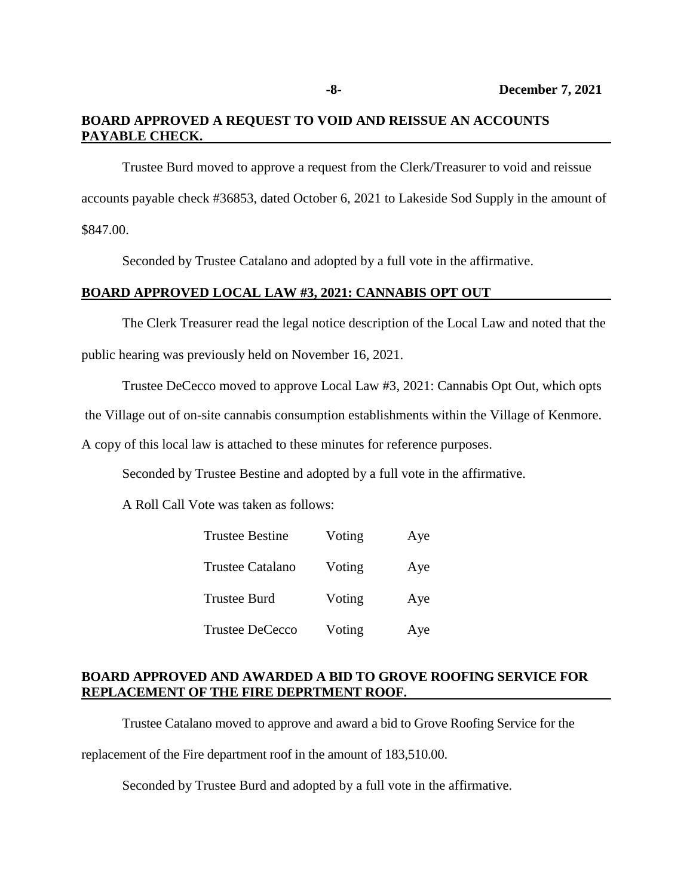**BOARD APPROVED A REQUEST TO VOID AND REISSUE AN ACCOUNTS PAYABLE CHECK.**

Trustee Burd moved to approve a request from the Clerk/Treasurer to void and reissue accounts payable check #36853, dated October 6, 2021 to Lakeside Sod Supply in the amount of $847.00.

Seconded by Trustee Catalano and adopted by a full vote in the affirmative.

**BOARD APPROVED LOCAL LAW #3, 2021: CANNABIS OPT OUT**

The Clerk Treasurer read the legal notice description of the Local Law and noted that the public hearing was previously held on November 16, 2021.

Trustee DeCecco moved to approve Local Law #3, 2021: Cannabis Opt Out, which opts the Village out of on-site cannabis consumption establishments within the Village of Kenmore. A copy of this local law is attached to these minutes for reference purposes.

Seconded by Trustee Bestine and adopted by a full vote in the affirmative.

A Roll Call Vote was taken as follows:

| | | |
|---|---|---|
| Trustee Bestine | Voting | Aye |
| Trustee Catalano | Voting | Aye |
| Trustee Burd | Voting | Aye |
| Trustee DeCecco | Voting | Aye |

**BOARD APPROVED AND AWARDED A BID TO GROVE ROOFING SERVICE FOR REPLACEMENT OF THE FIRE DEPRTMENT ROOF.**

Trustee Catalano moved to approve and award a bid to Grove Roofing Service for the replacement of the Fire department roof in the amount of 183,510.00.

Seconded by Trustee Burd and adopted by a full vote in the affirmative.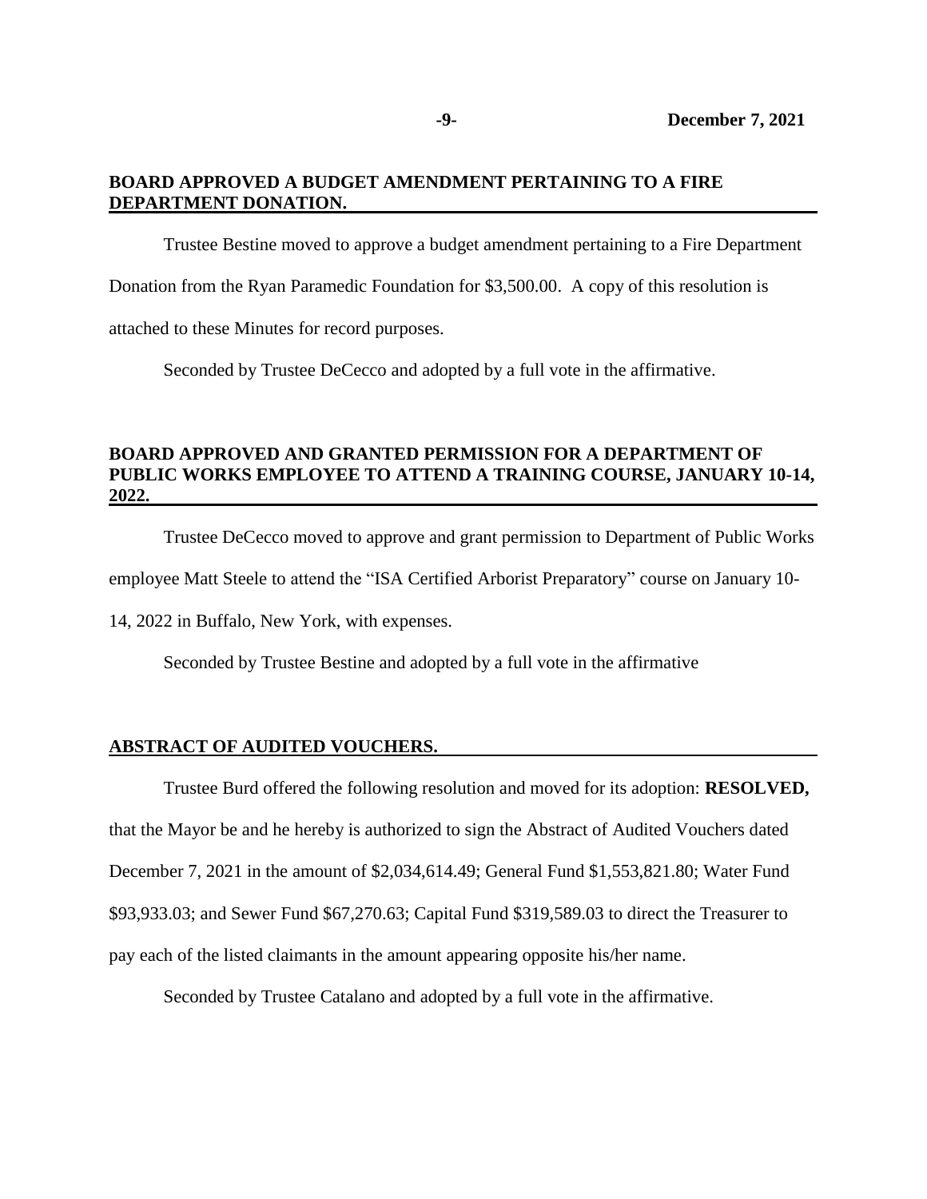**BOARD APPROVED A BUDGET AMENDMENT PERTAINING TO A FIRE DEPARTMENT DONATION.**

Trustee Bestine moved to approve a budget amendment pertaining to a Fire Department Donation from the Ryan Paramedic Foundation for $3,500.00. A copy of this resolution is attached to these Minutes for record purposes.

Seconded by Trustee DeCecco and adopted by a full vote in the affirmative.

**BOARD APPROVED AND GRANTED PERMISSION FOR A DEPARTMENT OF PUBLIC WORKS EMPLOYEE TO ATTEND A TRAINING COURSE, JANUARY 10-14, 2022.**

Trustee DeCecco moved to approve and grant permission to Department of Public Works employee Matt Steele to attend the "ISA Certified Arborist Preparatory" course on January 10-14, 2022 in Buffalo, New York, with expenses.

Seconded by Trustee Bestine and adopted by a full vote in the affirmative

**ABSTRACT OF AUDITED VOUCHERS.**

Trustee Burd offered the following resolution and moved for its adoption: **RESOLVED,** that the Mayor be and he hereby is authorized to sign the Abstract of Audited Vouchers dated December 7, 2021 in the amount of $2,034,614.49; General Fund $1,553,821.80; Water Fund $93,933.03; and Sewer Fund $67,270.63; Capital Fund $319,589.03 to direct the Treasurer to pay each of the listed claimants in the amount appearing opposite his/her name.

Seconded by Trustee Catalano and adopted by a full vote in the affirmative.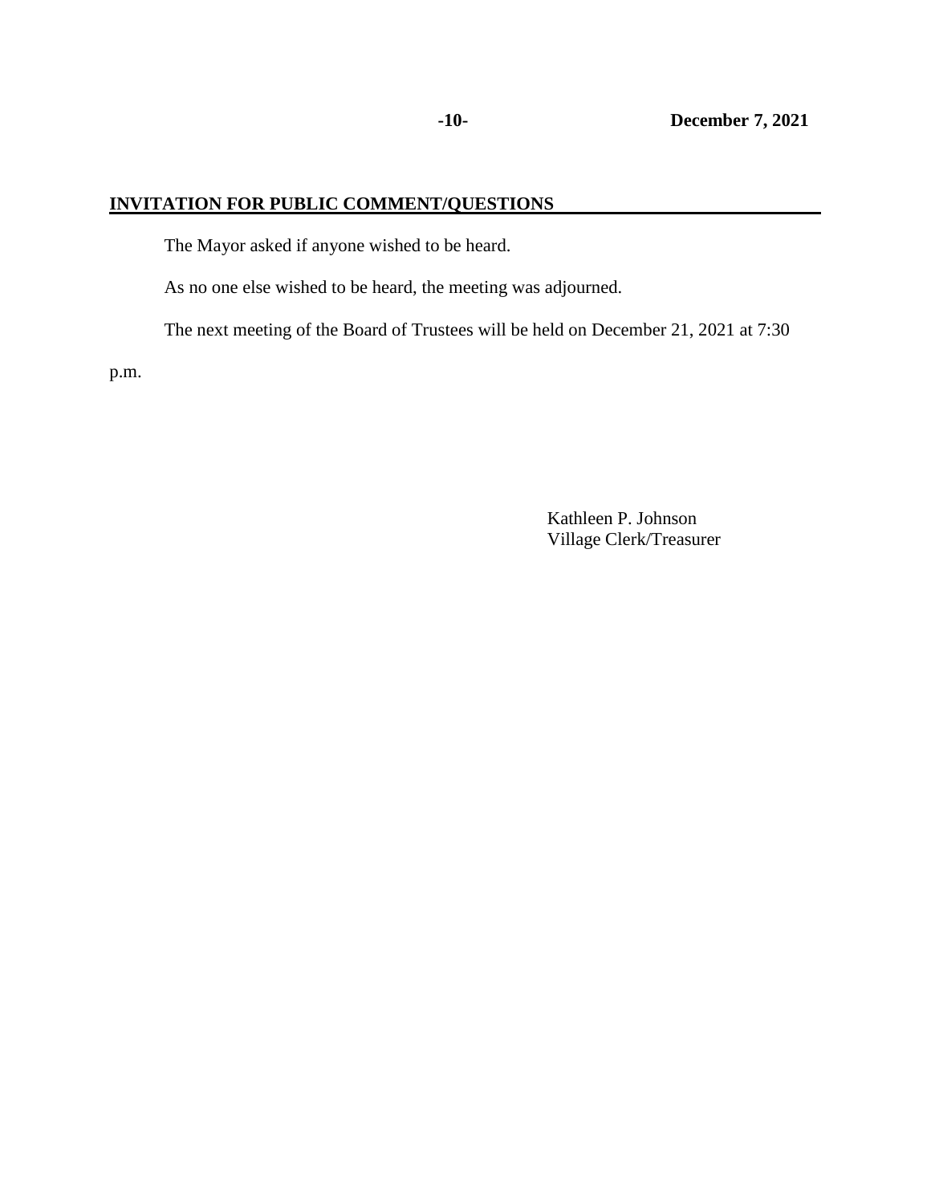## INVITATION FOR PUBLIC COMMENT/QUESTIONS

The Mayor asked if anyone wished to be heard.

As no one else wished to be heard, the meeting was adjourned.

The next meeting of the Board of Trustees will be held on December 21, 2021 at 7:30 p.m.

Kathleen P. Johnson
Village Clerk/Treasurer